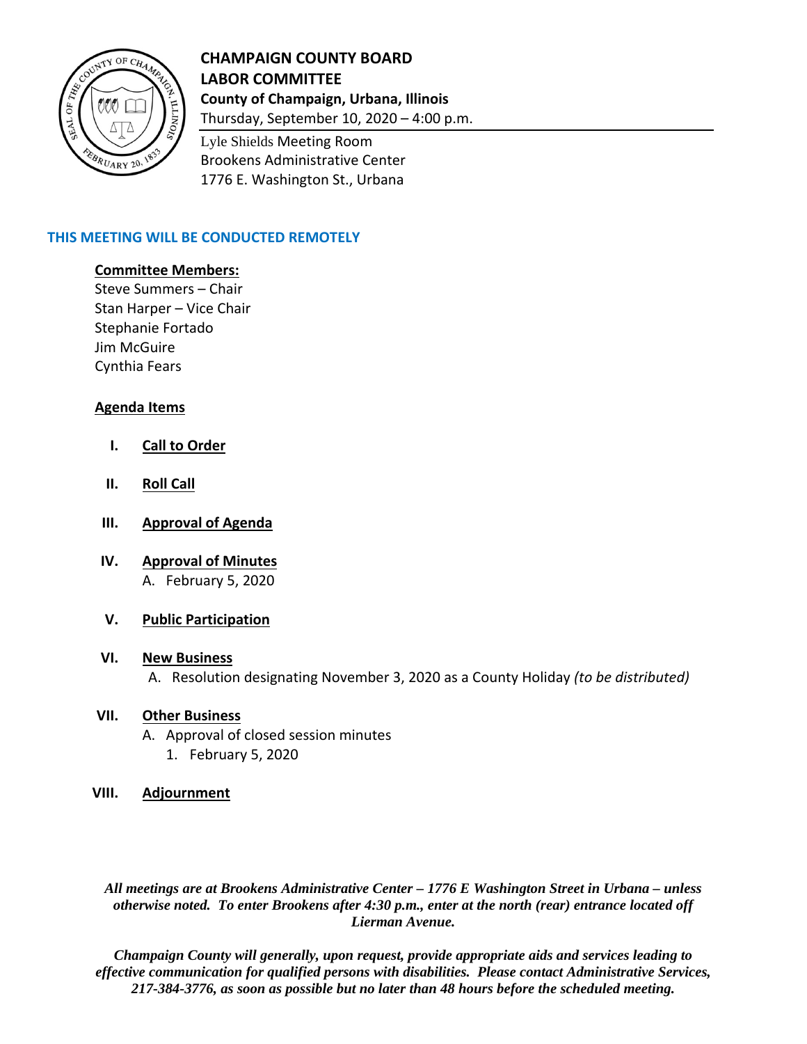# CHAMPAIGN COUNTY BOARD
# LABOR COMMITTEE

**County of Champaign, Urbana, Illinois**
Thursday, September 10, 2020 – 4:00 p.m.

Lyle Shields Meeting Room
Brookens Administrative Center
1776 E. Washington St., Urbana

**THIS MEETING WILL BE CONDUCTED REMOTELY**

**Committee Members:**
Steve Summers – Chair
Stan Harper – Vice Chair
Stephanie Fortado
Jim McGuire
Cynthia Fears

**Agenda Items**

I. **Call to Order**

II. **Roll Call**

III. **Approval of Agenda**

IV. **Approval of Minutes**
   A. February 5, 2020

V. **Public Participation**

VI. **New Business**
   A. Resolution designating November 3, 2020 as a County Holiday *(to be distributed)*

VII. **Other Business**
   A. Approval of closed session minutes
      1. February 5, 2020

VIII. **Adjournment**

***All meetings are at Brookens Administrative Center – 1776 E Washington Street in Urbana – unless otherwise noted. To enter Brookens after 4:30 p.m., enter at the north (rear) entrance located off Lierman Avenue.***

***Champaign County will generally, upon request, provide appropriate aids and services leading to effective communication for qualified persons with disabilities. Please contact Administrative Services, 217-384-3776, as soon as possible but no later than 48 hours before the scheduled meeting.***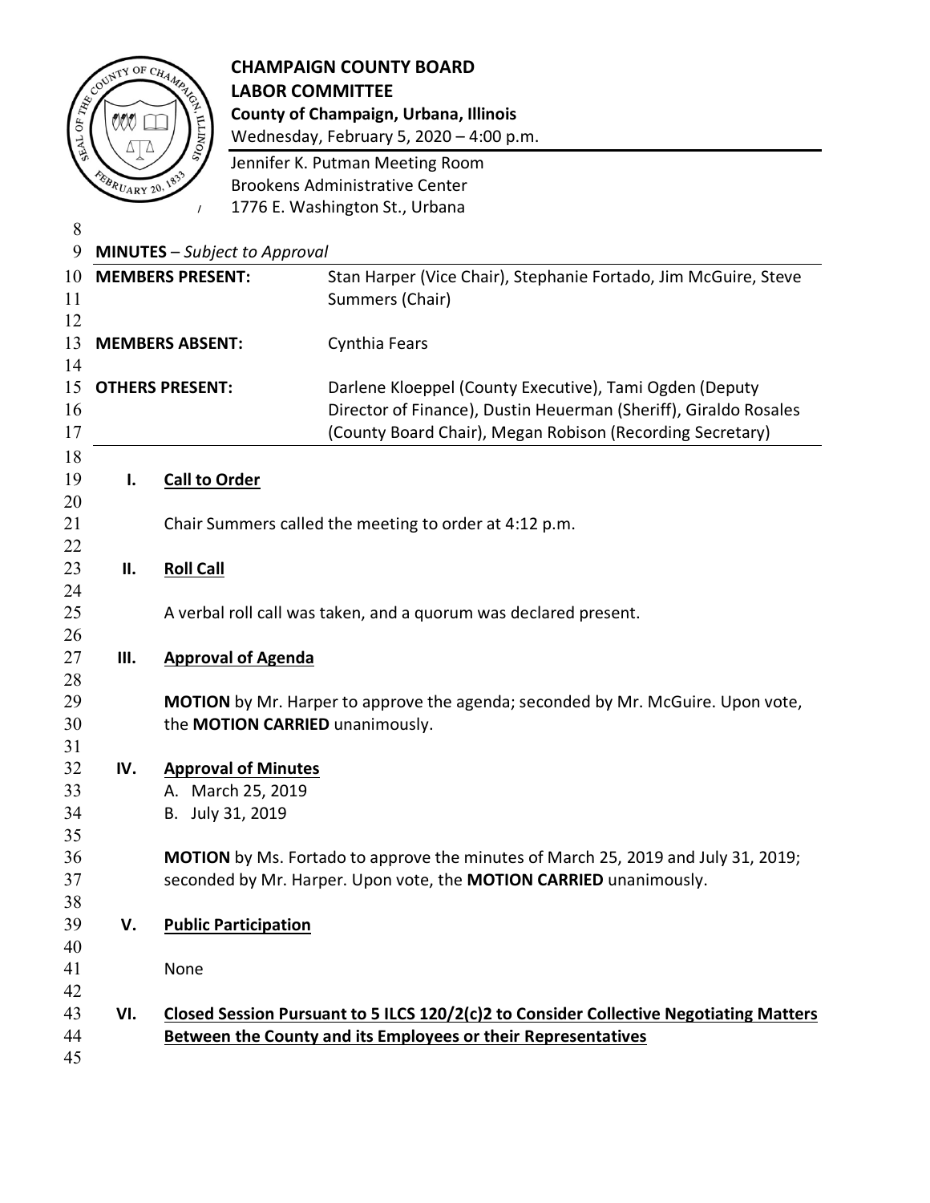# CHAMPAIGN COUNTY BOARD
# LABOR COMMITTEE

**County of Champaign, Urbana, Illinois**
Wednesday, February 5, 2020 – 4:00 p.m.

Jennifer K. Putman Meeting Room
Brookens Administrative Center
1776 E. Washington St., Urbana

**MINUTES** – *Subject to Approval*

| | |
|---|---|
| **MEMBERS PRESENT:** | Stan Harper (Vice Chair), Stephanie Fortado, Jim McGuire, Steve Summers (Chair) |
| **MEMBERS ABSENT:** | Cynthia Fears |
| **OTHERS PRESENT:** | Darlene Kloeppel (County Executive), Tami Ogden (Deputy Director of Finance), Dustin Heuerman (Sheriff), Giraldo Rosales (County Board Chair), Megan Robison (Recording Secretary) |

## I. Call to Order

Chair Summers called the meeting to order at 4:12 p.m.

## II. Roll Call

A verbal roll call was taken, and a quorum was declared present.

## III. Approval of Agenda

**MOTION** by Mr. Harper to approve the agenda; seconded by Mr. McGuire. Upon vote, the **MOTION CARRIED** unanimously.

## IV. Approval of Minutes

A. March 25, 2019
B. July 31, 2019

**MOTION** by Ms. Fortado to approve the minutes of March 25, 2019 and July 31, 2019; seconded by Mr. Harper. Upon vote, the **MOTION CARRIED** unanimously.

## V. Public Participation

None

## VI. Closed Session Pursuant to 5 ILCS 120/2(c)2 to Consider Collective Negotiating Matters Between the County and its Employees or their Representatives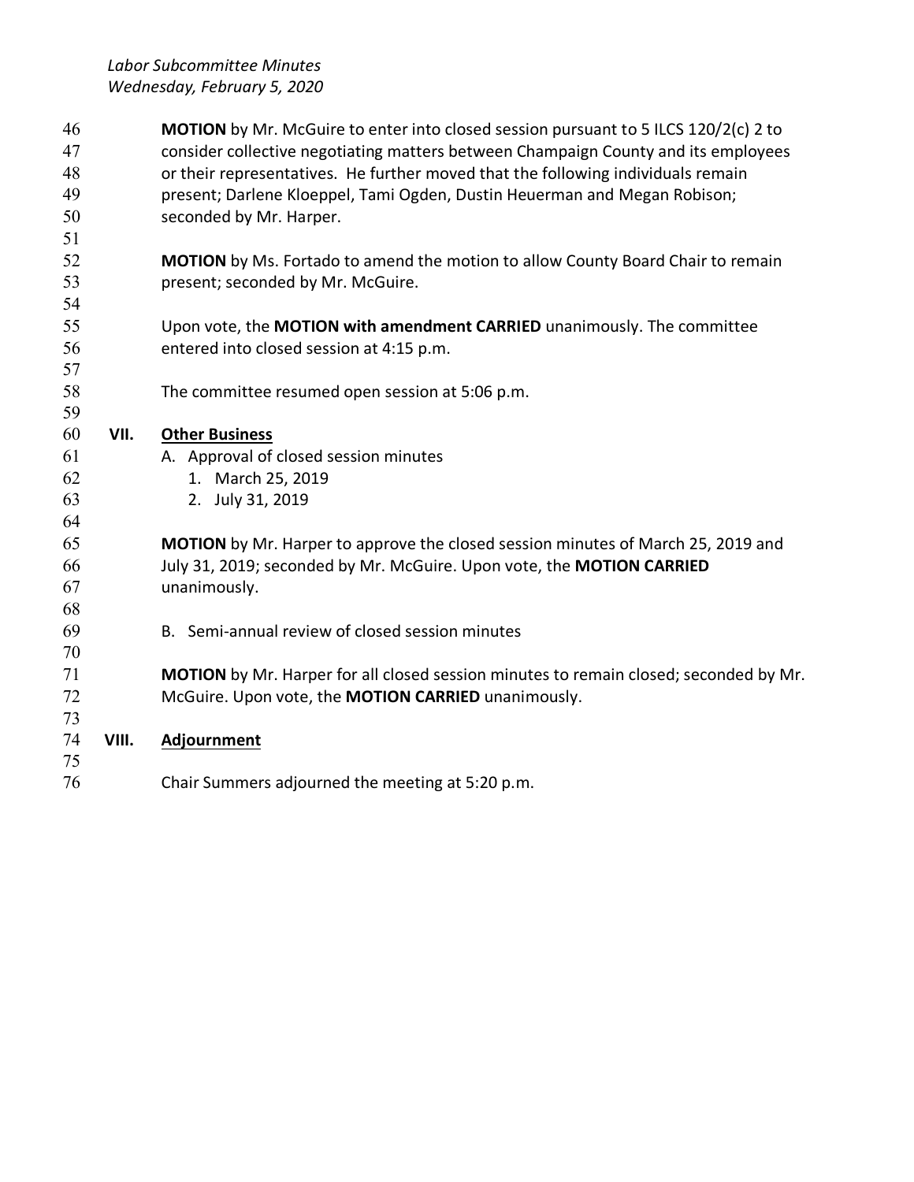**MOTION** by Mr. McGuire to enter into closed session pursuant to 5 ILCS 120/2(c) 2 to consider collective negotiating matters between Champaign County and its employees or their representatives. He further moved that the following individuals remain present; Darlene Kloeppel, Tami Ogden, Dustin Heuerman and Megan Robison; seconded by Mr. Harper.

**MOTION** by Ms. Fortado to amend the motion to allow County Board Chair to remain present; seconded by Mr. McGuire.

Upon vote, the **MOTION with amendment CARRIED** unanimously. The committee entered into closed session at 4:15 p.m.

The committee resumed open session at 5:06 p.m.

## VII. Other Business

A. Approval of closed session minutes
   1. March 25, 2019
   2. July 31, 2019

**MOTION** by Mr. Harper to approve the closed session minutes of March 25, 2019 and July 31, 2019; seconded by Mr. McGuire. Upon vote, the **MOTION CARRIED** unanimously.

B. Semi-annual review of closed session minutes

**MOTION** by Mr. Harper for all closed session minutes to remain closed; seconded by Mr. McGuire. Upon vote, the **MOTION CARRIED** unanimously.

## VIII. Adjournment

Chair Summers adjourned the meeting at 5:20 p.m.